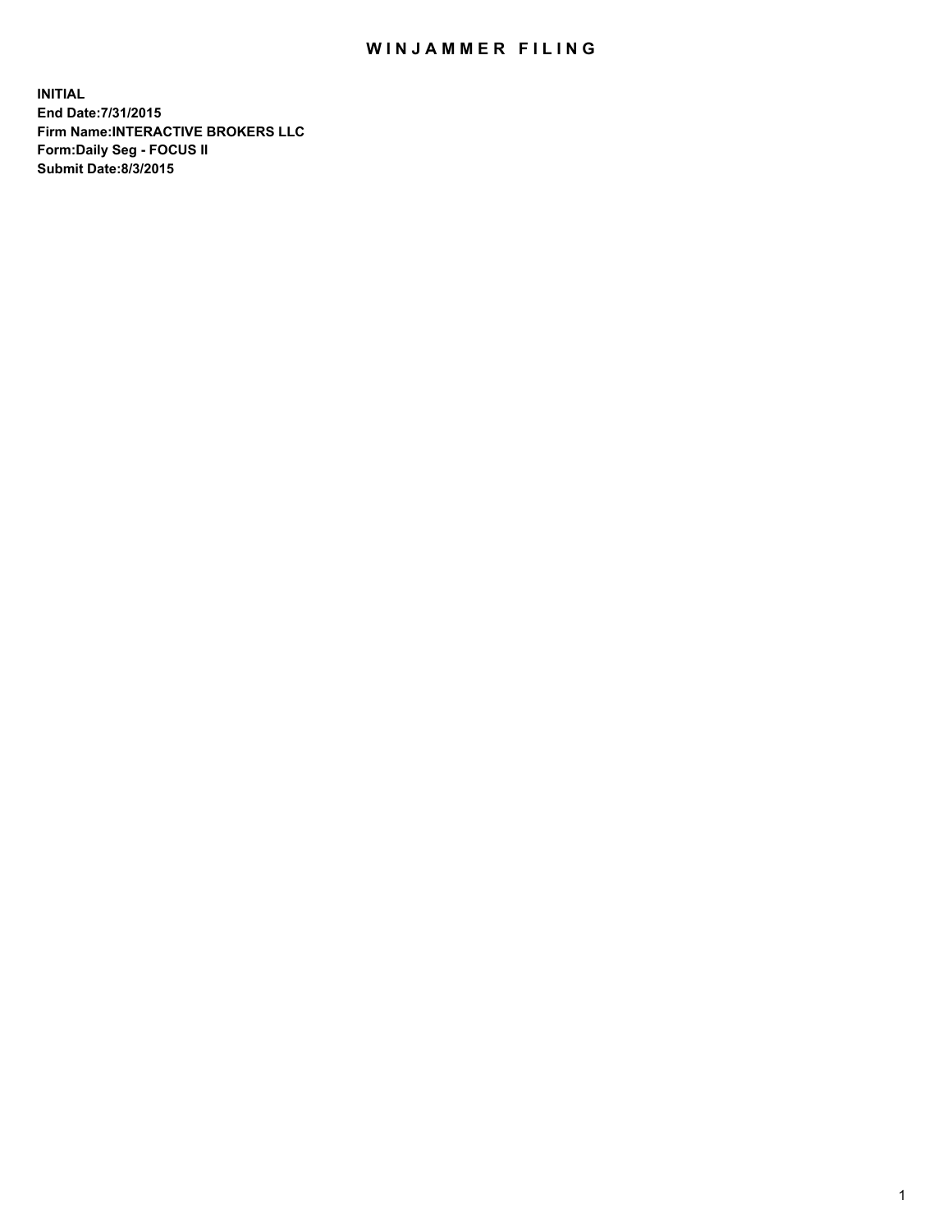# WINJAMMER FILING

**INITIAL**
**End Date:7/31/2015**
**Firm Name:INTERACTIVE BROKERS LLC**
**Form:Daily Seg - FOCUS II**
**Submit Date:8/3/2015**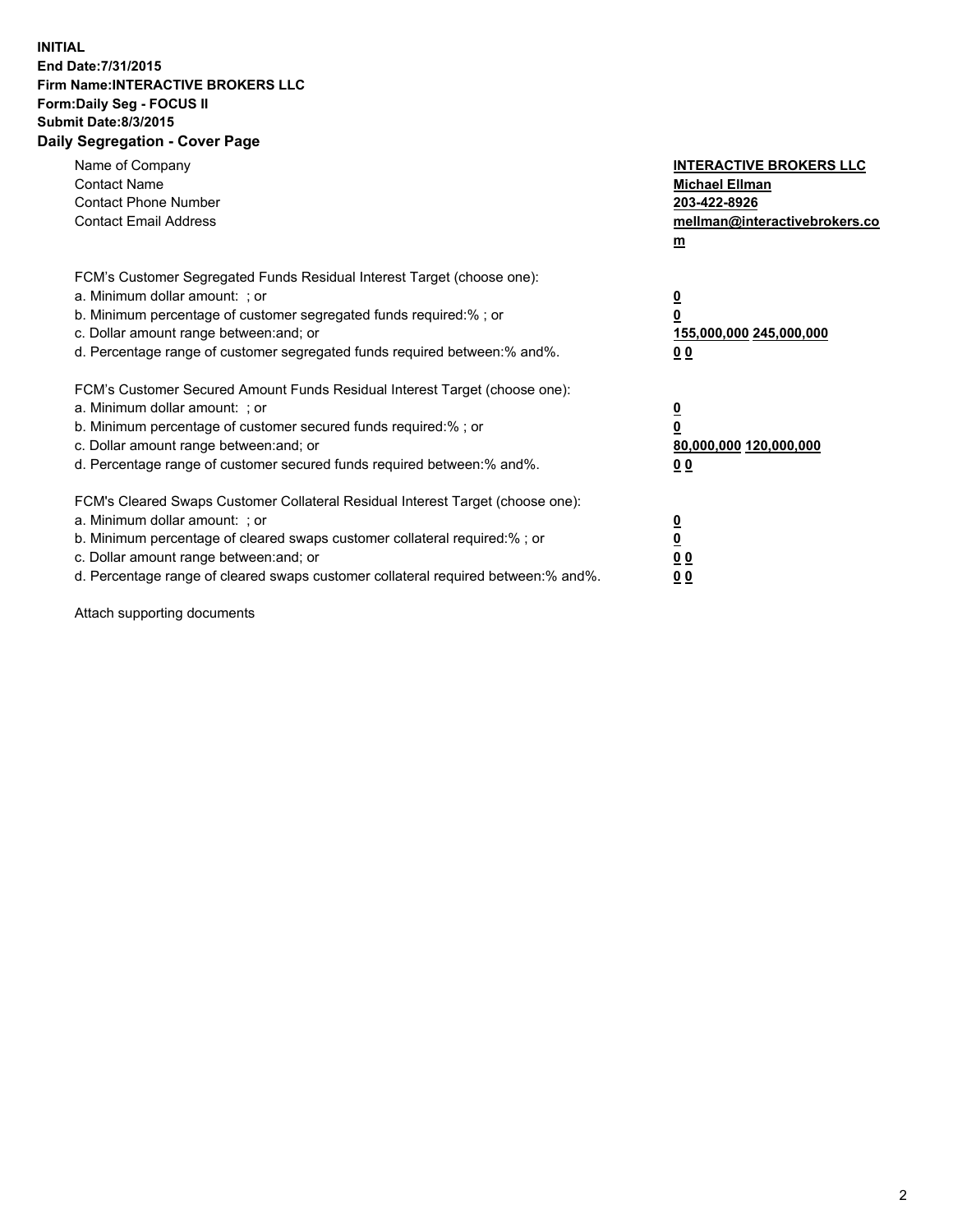**INITIAL**
**End Date:7/31/2015**
**Firm Name:INTERACTIVE BROKERS LLC**
**Form:Daily Seg - FOCUS II**
**Submit Date:8/3/2015**

## Daily Segregation - Cover Page

| | |
|---|---|
| Name of Company | **INTERACTIVE BROKERS LLC** |
| Contact Name | **Michael Ellman** |
| Contact Phone Number | **203-422-8926** |
| Contact Email Address | **mellman@interactivebrokers.com** |

FCM's Customer Segregated Funds Residual Interest Target (choose one):

| | |
|---|---|
| a. Minimum dollar amount: ; or | **0** |
| b. Minimum percentage of customer segregated funds required:% ; or | **0** |
| c. Dollar amount range between:and; or | **155,000,000 245,000,000** |
| d. Percentage range of customer segregated funds required between:% and%. | **0 0** |

FCM's Customer Secured Amount Funds Residual Interest Target (choose one):

| | |
|---|---|
| a. Minimum dollar amount: ; or | **0** |
| b. Minimum percentage of customer secured funds required:% ; or | **0** |
| c. Dollar amount range between:and; or | **80,000,000 120,000,000** |
| d. Percentage range of customer secured funds required between:% and%. | **0 0** |

FCM's Cleared Swaps Customer Collateral Residual Interest Target (choose one):

| | |
|---|---|
| a. Minimum dollar amount: ; or | **0** |
| b. Minimum percentage of cleared swaps customer collateral required:% ; or | **0** |
| c. Dollar amount range between:and; or | **0 0** |
| d. Percentage range of cleared swaps customer collateral required between:% and%. | **0 0** |

Attach supporting documents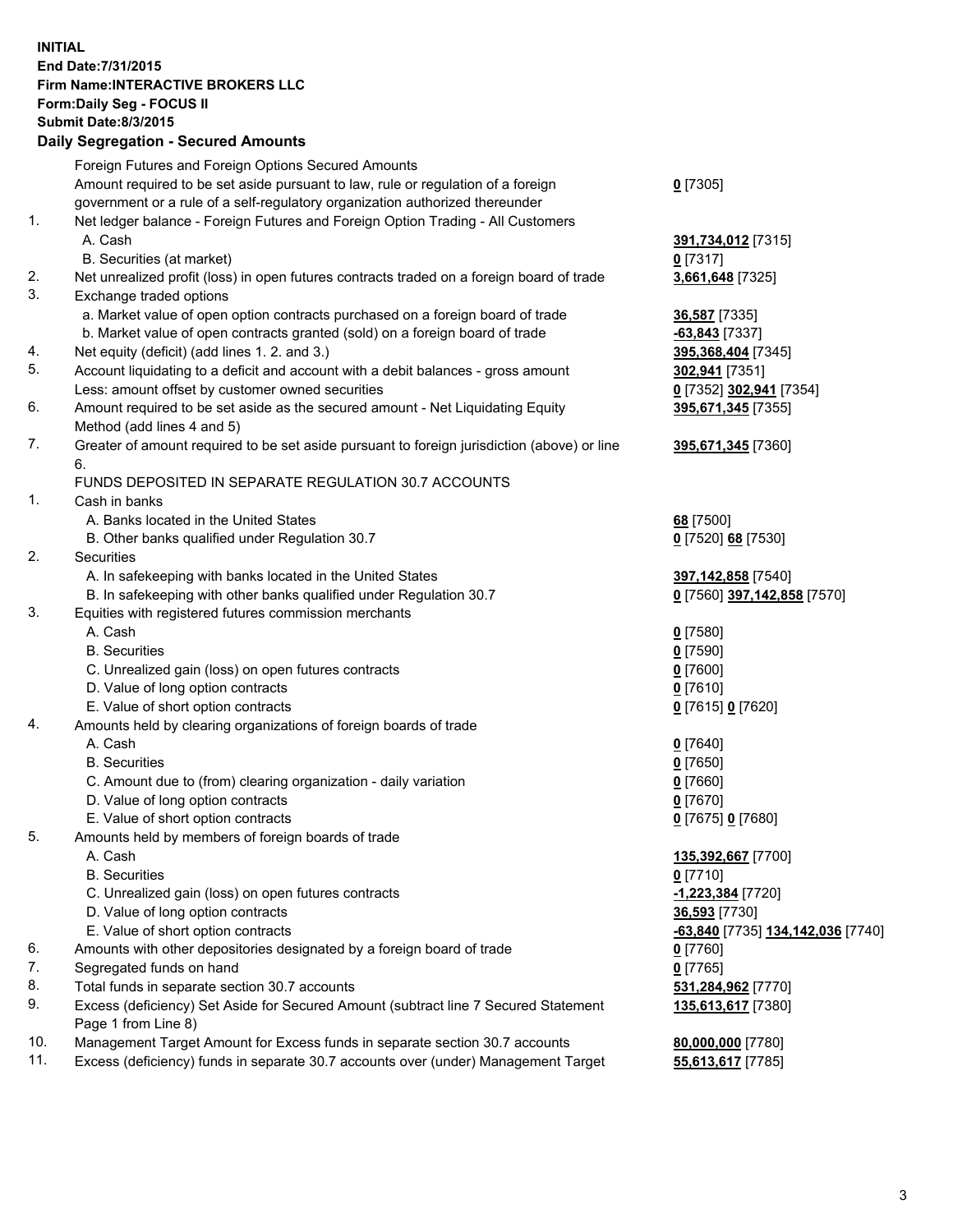**INITIAL**
**End Date:7/31/2015**
**Firm Name:INTERACTIVE BROKERS LLC**
**Form:Daily Seg - FOCUS II**
**Submit Date:8/3/2015**

## Daily Segregation - Secured Amounts

| | | |
|---|---|---|
| | Foreign Futures and Foreign Options Secured Amounts | |
| | Amount required to be set aside pursuant to law, rule or regulation of a foreign government or a rule of a self-regulatory organization authorized thereunder | **0** [7305] |
| 1. | Net ledger balance - Foreign Futures and Foreign Option Trading - All Customers | |
| | A. Cash | **391,734,012** [7315] |
| | B. Securities (at market) | **0** [7317] |
| 2. | Net unrealized profit (loss) in open futures contracts traded on a foreign board of trade | **3,661,648** [7325] |
| 3. | Exchange traded options | |
| | a. Market value of open option contracts purchased on a foreign board of trade | **36,587** [7335] |
| | b. Market value of open contracts granted (sold) on a foreign board of trade | **-63,843** [7337] |
| 4. | Net equity (deficit) (add lines 1. 2. and 3.) | **395,368,404** [7345] |
| 5. | Account liquidating to a deficit and account with a debit balances - gross amount | **302,941** [7351] |
| | Less: amount offset by customer owned securities | **0** [7352] **302,941** [7354] |
| 6. | Amount required to be set aside as the secured amount - Net Liquidating Equity Method (add lines 4 and 5) | **395,671,345** [7355] |
| 7. | Greater of amount required to be set aside pursuant to foreign jurisdiction (above) or line 6. | **395,671,345** [7360] |
| | FUNDS DEPOSITED IN SEPARATE REGULATION 30.7 ACCOUNTS | |
| 1. | Cash in banks | |
| | A. Banks located in the United States | **68** [7500] |
| | B. Other banks qualified under Regulation 30.7 | **0** [7520] **68** [7530] |
| 2. | Securities | |
| | A. In safekeeping with banks located in the United States | **397,142,858** [7540] |
| | B. In safekeeping with other banks qualified under Regulation 30.7 | **0** [7560] **397,142,858** [7570] |
| 3. | Equities with registered futures commission merchants | |
| | A. Cash | **0** [7580] |
| | B. Securities | **0** [7590] |
| | C. Unrealized gain (loss) on open futures contracts | **0** [7600] |
| | D. Value of long option contracts | **0** [7610] |
| | E. Value of short option contracts | **0** [7615] **0** [7620] |
| 4. | Amounts held by clearing organizations of foreign boards of trade | |
| | A. Cash | **0** [7640] |
| | B. Securities | **0** [7650] |
| | C. Amount due to (from) clearing organization - daily variation | **0** [7660] |
| | D. Value of long option contracts | **0** [7670] |
| | E. Value of short option contracts | **0** [7675] **0** [7680] |
| 5. | Amounts held by members of foreign boards of trade | |
| | A. Cash | **135,392,667** [7700] |
| | B. Securities | **0** [7710] |
| | C. Unrealized gain (loss) on open futures contracts | **-1,223,384** [7720] |
| | D. Value of long option contracts | **36,593** [7730] |
| | E. Value of short option contracts | **-63,840** [7735] **134,142,036** [7740] |
| 6. | Amounts with other depositories designated by a foreign board of trade | **0** [7760] |
| 7. | Segregated funds on hand | **0** [7765] |
| 8. | Total funds in separate section 30.7 accounts | **531,284,962** [7770] |
| 9. | Excess (deficiency) Set Aside for Secured Amount (subtract line 7 Secured Statement Page 1 from Line 8) | **135,613,617** [7380] |
| 10. | Management Target Amount for Excess funds in separate section 30.7 accounts | **80,000,000** [7780] |
| 11. | Excess (deficiency) funds in separate 30.7 accounts over (under) Management Target | **55,613,617** [7785] |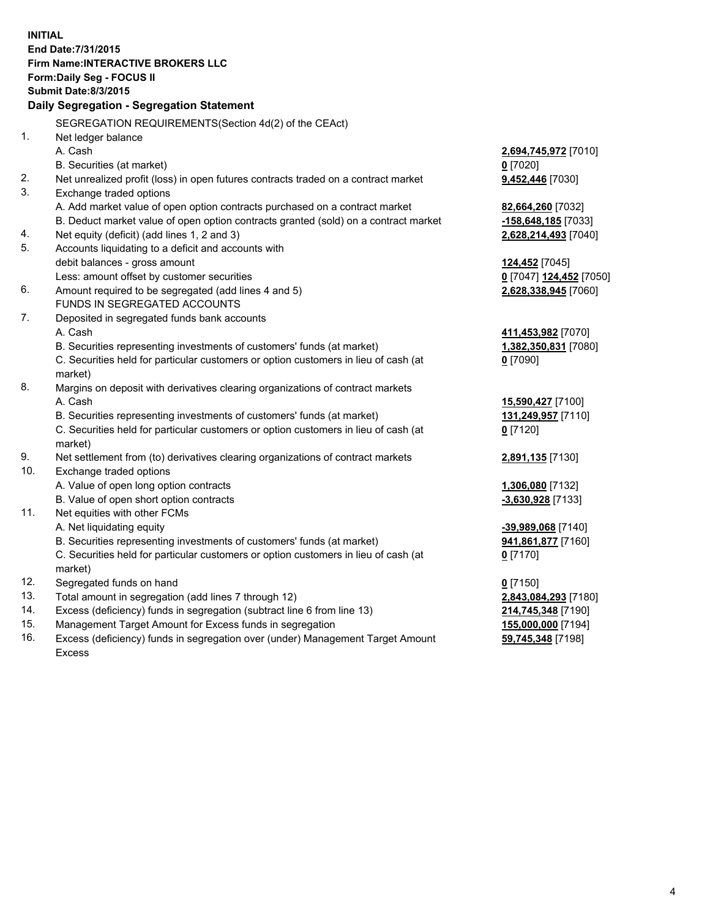**INITIAL**
**End Date:7/31/2015**
**Firm Name:INTERACTIVE BROKERS LLC**
**Form:Daily Seg - FOCUS II**
**Submit Date:8/3/2015**

### Daily Segregation - Segregation Statement

| | | |
|---|---|---|
| | SEGREGATION REQUIREMENTS(Section 4d(2) of the CEAct) | |
| 1. | Net ledger balance | |
| | A. Cash | **2,694,745,972** [7010] |
| | B. Securities (at market) | **0** [7020] |
| 2. | Net unrealized profit (loss) in open futures contracts traded on a contract market | **9,452,446** [7030] |
| 3. | Exchange traded options | |
| | A. Add market value of open option contracts purchased on a contract market | **82,664,260** [7032] |
| | B. Deduct market value of open option contracts granted (sold) on a contract market | **-158,648,185** [7033] |
| 4. | Net equity (deficit) (add lines 1, 2 and 3) | **2,628,214,493** [7040] |
| 5. | Accounts liquidating to a deficit and accounts with | |
| | debit balances - gross amount | **124,452** [7045] |
| | Less: amount offset by customer securities | **0** [7047] **124,452** [7050] |
| 6. | Amount required to be segregated (add lines 4 and 5) | **2,628,338,945** [7060] |
| | FUNDS IN SEGREGATED ACCOUNTS | |
| 7. | Deposited in segregated funds bank accounts | |
| | A. Cash | **411,453,982** [7070] |
| | B. Securities representing investments of customers' funds (at market) | **1,382,350,831** [7080] |
| | C. Securities held for particular customers or option customers in lieu of cash (at market) | **0** [7090] |
| 8. | Margins on deposit with derivatives clearing organizations of contract markets | |
| | A. Cash | **15,590,427** [7100] |
| | B. Securities representing investments of customers' funds (at market) | **131,249,957** [7110] |
| | C. Securities held for particular customers or option customers in lieu of cash (at market) | **0** [7120] |
| 9. | Net settlement from (to) derivatives clearing organizations of contract markets | **2,891,135** [7130] |
| 10. | Exchange traded options | |
| | A. Value of open long option contracts | **1,306,080** [7132] |
| | B. Value of open short option contracts | **-3,630,928** [7133] |
| 11. | Net equities with other FCMs | |
| | A. Net liquidating equity | **-39,989,068** [7140] |
| | B. Securities representing investments of customers' funds (at market) | **941,861,877** [7160] |
| | C. Securities held for particular customers or option customers in lieu of cash (at market) | **0** [7170] |
| 12. | Segregated funds on hand | **0** [7150] |
| 13. | Total amount in segregation (add lines 7 through 12) | **2,843,084,293** [7180] |
| 14. | Excess (deficiency) funds in segregation (subtract line 6 from line 13) | **214,745,348** [7190] |
| 15. | Management Target Amount for Excess funds in segregation | **155,000,000** [7194] |
| 16. | Excess (deficiency) funds in segregation over (under) Management Target Amount Excess | **59,745,348** [7198] |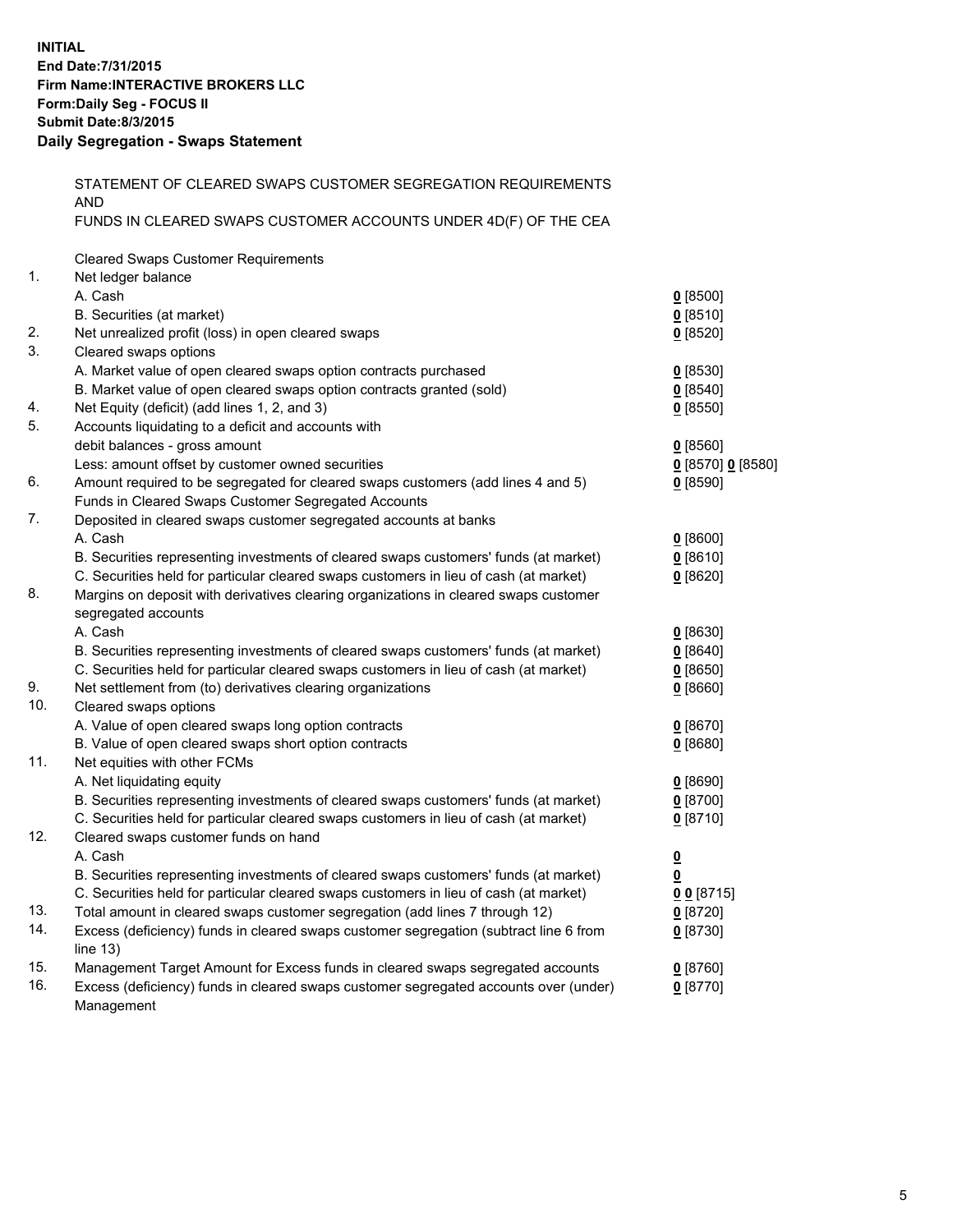**INITIAL**
**End Date:7/31/2015**
**Firm Name:INTERACTIVE BROKERS LLC**
**Form:Daily Seg - FOCUS II**
**Submit Date:8/3/2015**
**Daily Segregation - Swaps Statement**

STATEMENT OF CLEARED SWAPS CUSTOMER SEGREGATION REQUIREMENTS
AND
FUNDS IN CLEARED SWAPS CUSTOMER ACCOUNTS UNDER 4D(F) OF THE CEA

| | | |
|---|---|---|
| | Cleared Swaps Customer Requirements | |
| 1. | Net ledger balance | |
| | A. Cash | 0 [8500] |
| | B. Securities (at market) | 0 [8510] |
| 2. | Net unrealized profit (loss) in open cleared swaps | 0 [8520] |
| 3. | Cleared swaps options | |
| | A. Market value of open cleared swaps option contracts purchased | 0 [8530] |
| | B. Market value of open cleared swaps option contracts granted (sold) | 0 [8540] |
| 4. | Net Equity (deficit) (add lines 1, 2, and 3) | 0 [8550] |
| 5. | Accounts liquidating to a deficit and accounts with | |
| | debit balances - gross amount | 0 [8560] |
| | Less: amount offset by customer owned securities | 0 [8570] 0 [8580] |
| 6. | Amount required to be segregated for cleared swaps customers (add lines 4 and 5) | 0 [8590] |
| | Funds in Cleared Swaps Customer Segregated Accounts | |
| 7. | Deposited in cleared swaps customer segregated accounts at banks | |
| | A. Cash | 0 [8600] |
| | B. Securities representing investments of cleared swaps customers' funds (at market) | 0 [8610] |
| | C. Securities held for particular cleared swaps customers in lieu of cash (at market) | 0 [8620] |
| 8. | Margins on deposit with derivatives clearing organizations in cleared swaps customer segregated accounts | |
| | A. Cash | 0 [8630] |
| | B. Securities representing investments of cleared swaps customers' funds (at market) | 0 [8640] |
| | C. Securities held for particular cleared swaps customers in lieu of cash (at market) | 0 [8650] |
| 9. | Net settlement from (to) derivatives clearing organizations | 0 [8660] |
| 10. | Cleared swaps options | |
| | A. Value of open cleared swaps long option contracts | 0 [8670] |
| | B. Value of open cleared swaps short option contracts | 0 [8680] |
| 11. | Net equities with other FCMs | |
| | A. Net liquidating equity | 0 [8690] |
| | B. Securities representing investments of cleared swaps customers' funds (at market) | 0 [8700] |
| | C. Securities held for particular cleared swaps customers in lieu of cash (at market) | 0 [8710] |
| 12. | Cleared swaps customer funds on hand | |
| | A. Cash | 0 |
| | B. Securities representing investments of cleared swaps customers' funds (at market) | 0 |
| | C. Securities held for particular cleared swaps customers in lieu of cash (at market) | 0 0 [8715] |
| 13. | Total amount in cleared swaps customer segregation (add lines 7 through 12) | 0 [8720] |
| 14. | Excess (deficiency) funds in cleared swaps customer segregation (subtract line 6 from line 13) | 0 [8730] |
| 15. | Management Target Amount for Excess funds in cleared swaps segregated accounts | 0 [8760] |
| 16. | Excess (deficiency) funds in cleared swaps customer segregated accounts over (under) Management | 0 [8770] |